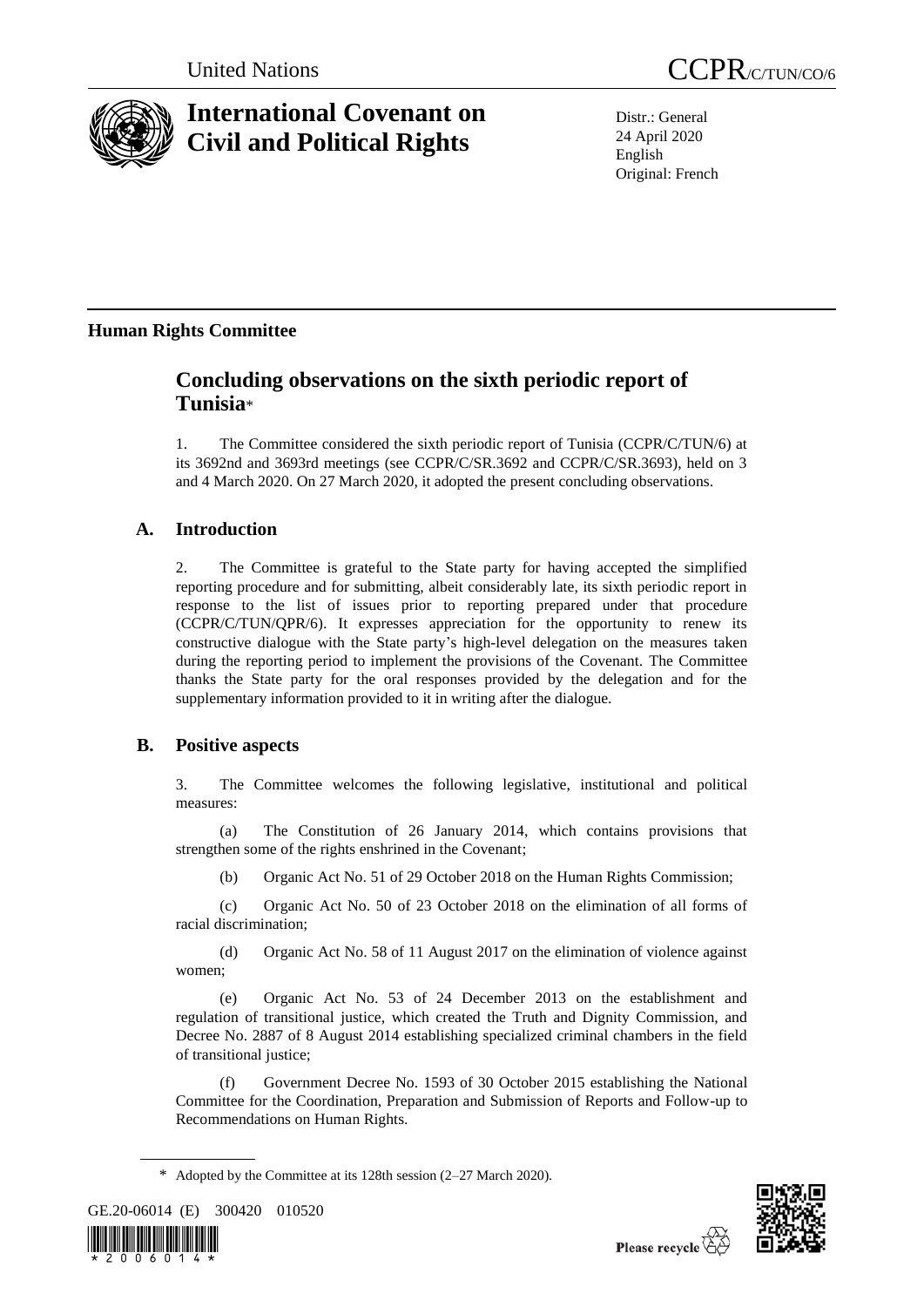United Nations

CCPR/C/TUN/CO/6

# International Covenant on Civil and Political Rights

Distr.: General
24 April 2020
English
Original: French

## Human Rights Committee

# Concluding observations on the sixth periodic report of Tunisia*

1. The Committee considered the sixth periodic report of Tunisia (CCPR/C/TUN/6) at its 3692nd and 3693rd meetings (see CCPR/C/SR.3692 and CCPR/C/SR.3693), held on 3 and 4 March 2020. On 27 March 2020, it adopted the present concluding observations.

## A. Introduction

2. The Committee is grateful to the State party for having accepted the simplified reporting procedure and for submitting, albeit considerably late, its sixth periodic report in response to the list of issues prior to reporting prepared under that procedure (CCPR/C/TUN/QPR/6). It expresses appreciation for the opportunity to renew its constructive dialogue with the State party's high-level delegation on the measures taken during the reporting period to implement the provisions of the Covenant. The Committee thanks the State party for the oral responses provided by the delegation and for the supplementary information provided to it in writing after the dialogue.

## B. Positive aspects

3. The Committee welcomes the following legislative, institutional and political measures:

(a) The Constitution of 26 January 2014, which contains provisions that strengthen some of the rights enshrined in the Covenant;

(b) Organic Act No. 51 of 29 October 2018 on the Human Rights Commission;

(c) Organic Act No. 50 of 23 October 2018 on the elimination of all forms of racial discrimination;

(d) Organic Act No. 58 of 11 August 2017 on the elimination of violence against women;

(e) Organic Act No. 53 of 24 December 2013 on the establishment and regulation of transitional justice, which created the Truth and Dignity Commission, and Decree No. 2887 of 8 August 2014 establishing specialized criminal chambers in the field of transitional justice;

(f) Government Decree No. 1593 of 30 October 2015 establishing the National Committee for the Coordination, Preparation and Submission of Reports and Follow-up to Recommendations on Human Rights.

\* Adopted by the Committee at its 128th session (2–27 March 2020).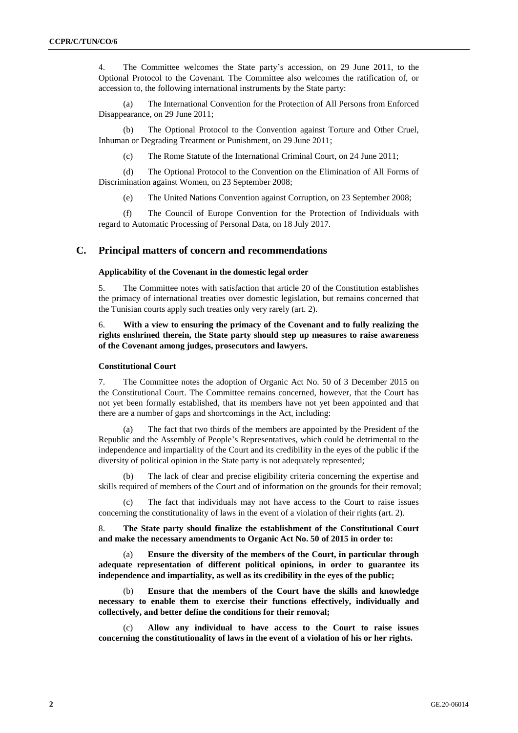4. The Committee welcomes the State party's accession, on 29 June 2011, to the Optional Protocol to the Covenant. The Committee also welcomes the ratification of, or accession to, the following international instruments by the State party:

(a) The International Convention for the Protection of All Persons from Enforced Disappearance, on 29 June 2011;

(b) The Optional Protocol to the Convention against Torture and Other Cruel, Inhuman or Degrading Treatment or Punishment, on 29 June 2011;

(c) The Rome Statute of the International Criminal Court, on 24 June 2011;

(d) The Optional Protocol to the Convention on the Elimination of All Forms of Discrimination against Women, on 23 September 2008;

(e) The United Nations Convention against Corruption, on 23 September 2008;

(f) The Council of Europe Convention for the Protection of Individuals with regard to Automatic Processing of Personal Data, on 18 July 2017.

## C. Principal matters of concern and recommendations

### Applicability of the Covenant in the domestic legal order

5. The Committee notes with satisfaction that article 20 of the Constitution establishes the primacy of international treaties over domestic legislation, but remains concerned that the Tunisian courts apply such treaties only very rarely (art. 2).

6. **With a view to ensuring the primacy of the Covenant and to fully realizing the rights enshrined therein, the State party should step up measures to raise awareness of the Covenant among judges, prosecutors and lawyers.**

### Constitutional Court

7. The Committee notes the adoption of Organic Act No. 50 of 3 December 2015 on the Constitutional Court. The Committee remains concerned, however, that the Court has not yet been formally established, that its members have not yet been appointed and that there are a number of gaps and shortcomings in the Act, including:

(a) The fact that two thirds of the members are appointed by the President of the Republic and the Assembly of People's Representatives, which could be detrimental to the independence and impartiality of the Court and its credibility in the eyes of the public if the diversity of political opinion in the State party is not adequately represented;

(b) The lack of clear and precise eligibility criteria concerning the expertise and skills required of members of the Court and of information on the grounds for their removal;

(c) The fact that individuals may not have access to the Court to raise issues concerning the constitutionality of laws in the event of a violation of their rights (art. 2).

8. **The State party should finalize the establishment of the Constitutional Court and make the necessary amendments to Organic Act No. 50 of 2015 in order to:**

**(a) Ensure the diversity of the members of the Court, in particular through adequate representation of different political opinions, in order to guarantee its independence and impartiality, as well as its credibility in the eyes of the public;**

**(b) Ensure that the members of the Court have the skills and knowledge necessary to enable them to exercise their functions effectively, individually and collectively, and better define the conditions for their removal;**

**(c) Allow any individual to have access to the Court to raise issues concerning the constitutionality of laws in the event of a violation of his or her rights.**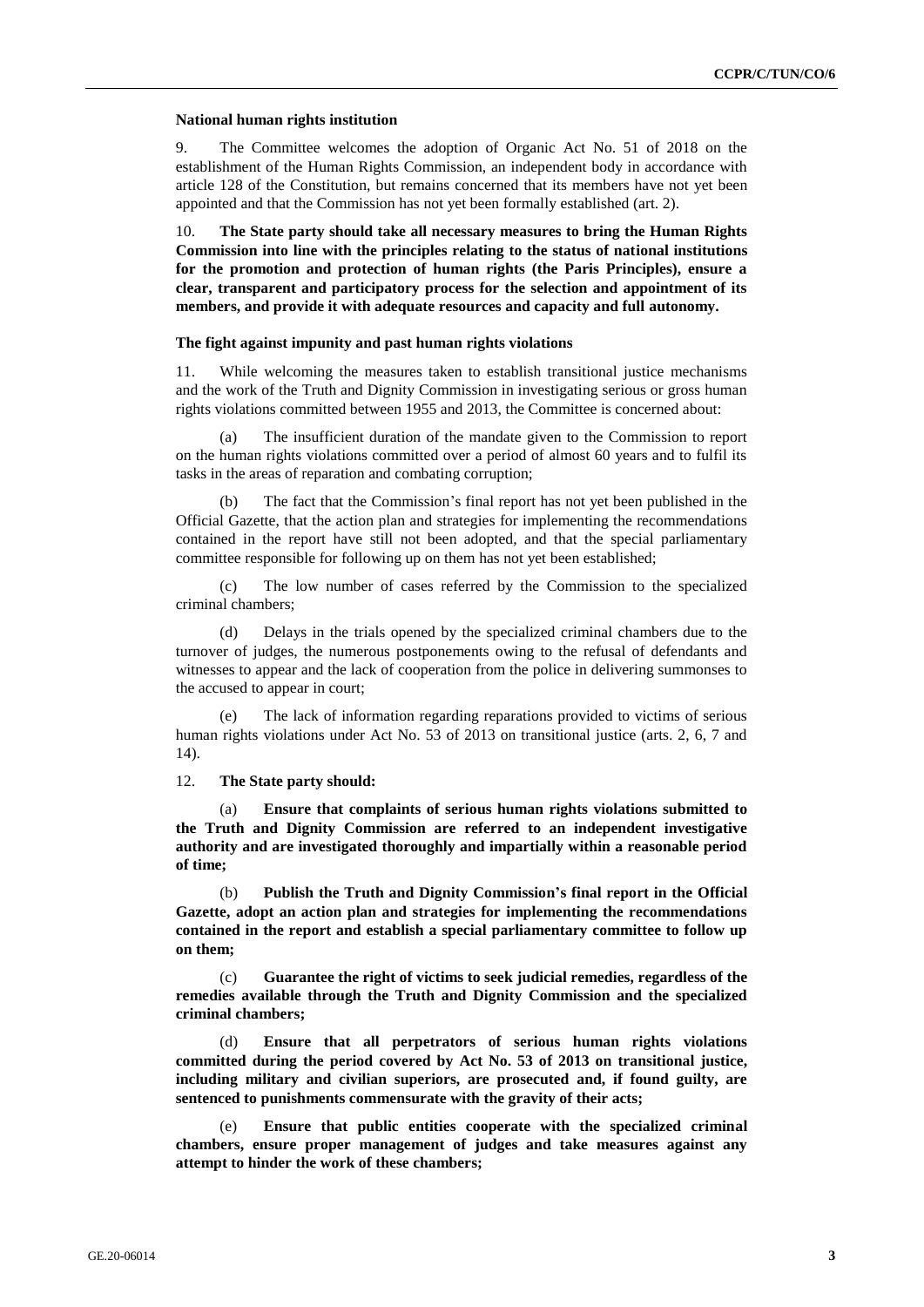### National human rights institution

9. The Committee welcomes the adoption of Organic Act No. 51 of 2018 on the establishment of the Human Rights Commission, an independent body in accordance with article 128 of the Constitution, but remains concerned that its members have not yet been appointed and that the Commission has not yet been formally established (art. 2).

10. **The State party should take all necessary measures to bring the Human Rights Commission into line with the principles relating to the status of national institutions for the promotion and protection of human rights (the Paris Principles), ensure a clear, transparent and participatory process for the selection and appointment of its members, and provide it with adequate resources and capacity and full autonomy.**

### The fight against impunity and past human rights violations

11. While welcoming the measures taken to establish transitional justice mechanisms and the work of the Truth and Dignity Commission in investigating serious or gross human rights violations committed between 1955 and 2013, the Committee is concerned about:

(a) The insufficient duration of the mandate given to the Commission to report on the human rights violations committed over a period of almost 60 years and to fulfil its tasks in the areas of reparation and combating corruption;

(b) The fact that the Commission's final report has not yet been published in the Official Gazette, that the action plan and strategies for implementing the recommendations contained in the report have still not been adopted, and that the special parliamentary committee responsible for following up on them has not yet been established;

(c) The low number of cases referred by the Commission to the specialized criminal chambers;

(d) Delays in the trials opened by the specialized criminal chambers due to the turnover of judges, the numerous postponements owing to the refusal of defendants and witnesses to appear and the lack of cooperation from the police in delivering summonses to the accused to appear in court;

(e) The lack of information regarding reparations provided to victims of serious human rights violations under Act No. 53 of 2013 on transitional justice (arts. 2, 6, 7 and 14).

12. **The State party should:**

(a) **Ensure that complaints of serious human rights violations submitted to the Truth and Dignity Commission are referred to an independent investigative authority and are investigated thoroughly and impartially within a reasonable period of time;**

(b) **Publish the Truth and Dignity Commission's final report in the Official Gazette, adopt an action plan and strategies for implementing the recommendations contained in the report and establish a special parliamentary committee to follow up on them;**

(c) **Guarantee the right of victims to seek judicial remedies, regardless of the remedies available through the Truth and Dignity Commission and the specialized criminal chambers;**

(d) **Ensure that all perpetrators of serious human rights violations committed during the period covered by Act No. 53 of 2013 on transitional justice, including military and civilian superiors, are prosecuted and, if found guilty, are sentenced to punishments commensurate with the gravity of their acts;**

(e) **Ensure that public entities cooperate with the specialized criminal chambers, ensure proper management of judges and take measures against any attempt to hinder the work of these chambers;**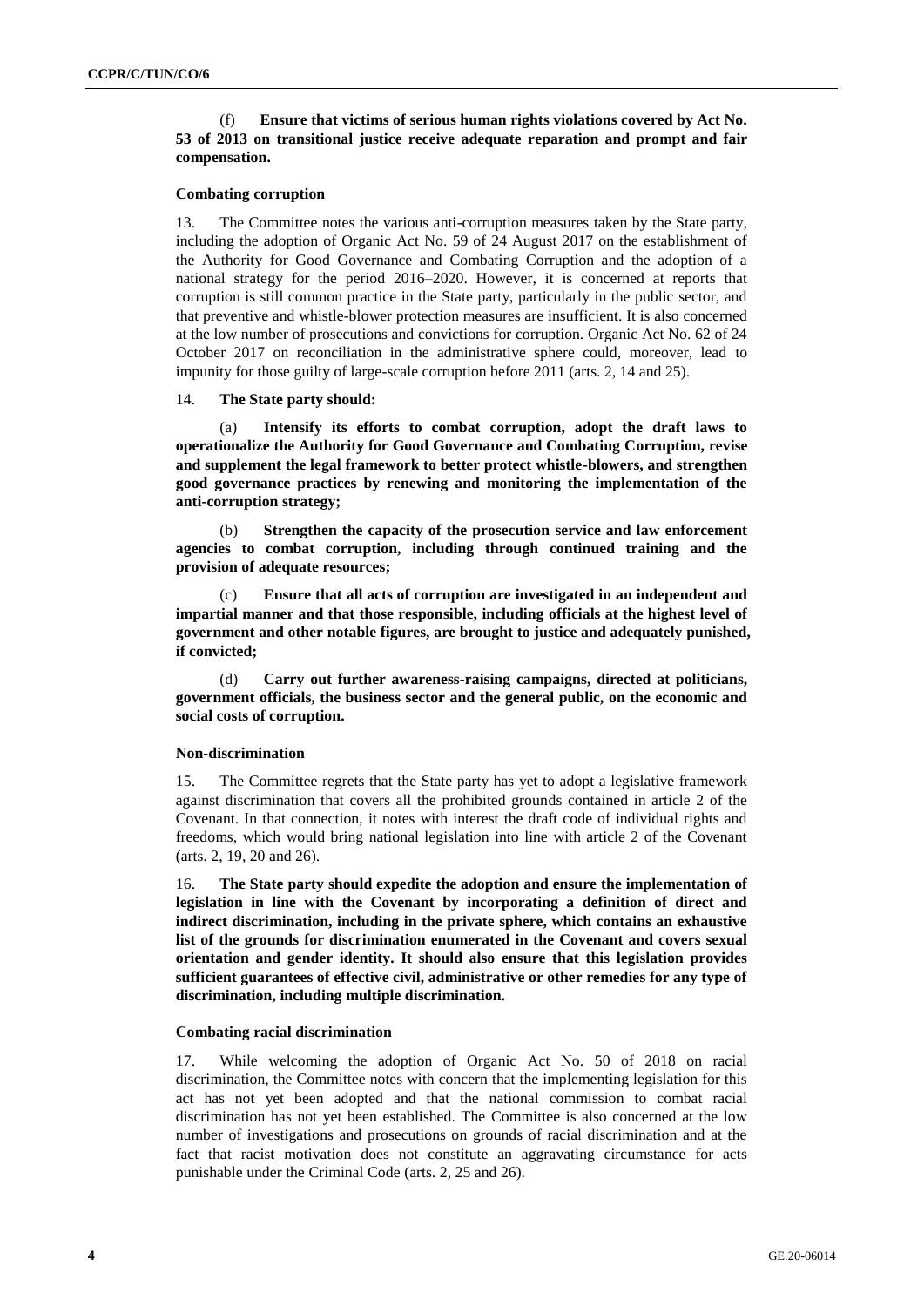(f) **Ensure that victims of serious human rights violations covered by Act No. 53 of 2013 on transitional justice receive adequate reparation and prompt and fair compensation.**

### Combating corruption

13. The Committee notes the various anti-corruption measures taken by the State party, including the adoption of Organic Act No. 59 of 24 August 2017 on the establishment of the Authority for Good Governance and Combating Corruption and the adoption of a national strategy for the period 2016–2020. However, it is concerned at reports that corruption is still common practice in the State party, particularly in the public sector, and that preventive and whistle-blower protection measures are insufficient. It is also concerned at the low number of prosecutions and convictions for corruption. Organic Act No. 62 of 24 October 2017 on reconciliation in the administrative sphere could, moreover, lead to impunity for those guilty of large-scale corruption before 2011 (arts. 2, 14 and 25).

14. **The State party should:**

(a) **Intensify its efforts to combat corruption, adopt the draft laws to operationalize the Authority for Good Governance and Combating Corruption, revise and supplement the legal framework to better protect whistle-blowers, and strengthen good governance practices by renewing and monitoring the implementation of the anti-corruption strategy;**

(b) **Strengthen the capacity of the prosecution service and law enforcement agencies to combat corruption, including through continued training and the provision of adequate resources;**

(c) **Ensure that all acts of corruption are investigated in an independent and impartial manner and that those responsible, including officials at the highest level of government and other notable figures, are brought to justice and adequately punished, if convicted;**

(d) **Carry out further awareness-raising campaigns, directed at politicians, government officials, the business sector and the general public, on the economic and social costs of corruption.**

### Non-discrimination

15. The Committee regrets that the State party has yet to adopt a legislative framework against discrimination that covers all the prohibited grounds contained in article 2 of the Covenant. In that connection, it notes with interest the draft code of individual rights and freedoms, which would bring national legislation into line with article 2 of the Covenant (arts. 2, 19, 20 and 26).

16. **The State party should expedite the adoption and ensure the implementation of legislation in line with the Covenant by incorporating a definition of direct and indirect discrimination, including in the private sphere, which contains an exhaustive list of the grounds for discrimination enumerated in the Covenant and covers sexual orientation and gender identity. It should also ensure that this legislation provides sufficient guarantees of effective civil, administrative or other remedies for any type of discrimination, including multiple discrimination.**

### Combating racial discrimination

17. While welcoming the adoption of Organic Act No. 50 of 2018 on racial discrimination, the Committee notes with concern that the implementing legislation for this act has not yet been adopted and that the national commission to combat racial discrimination has not yet been established. The Committee is also concerned at the low number of investigations and prosecutions on grounds of racial discrimination and at the fact that racist motivation does not constitute an aggravating circumstance for acts punishable under the Criminal Code (arts. 2, 25 and 26).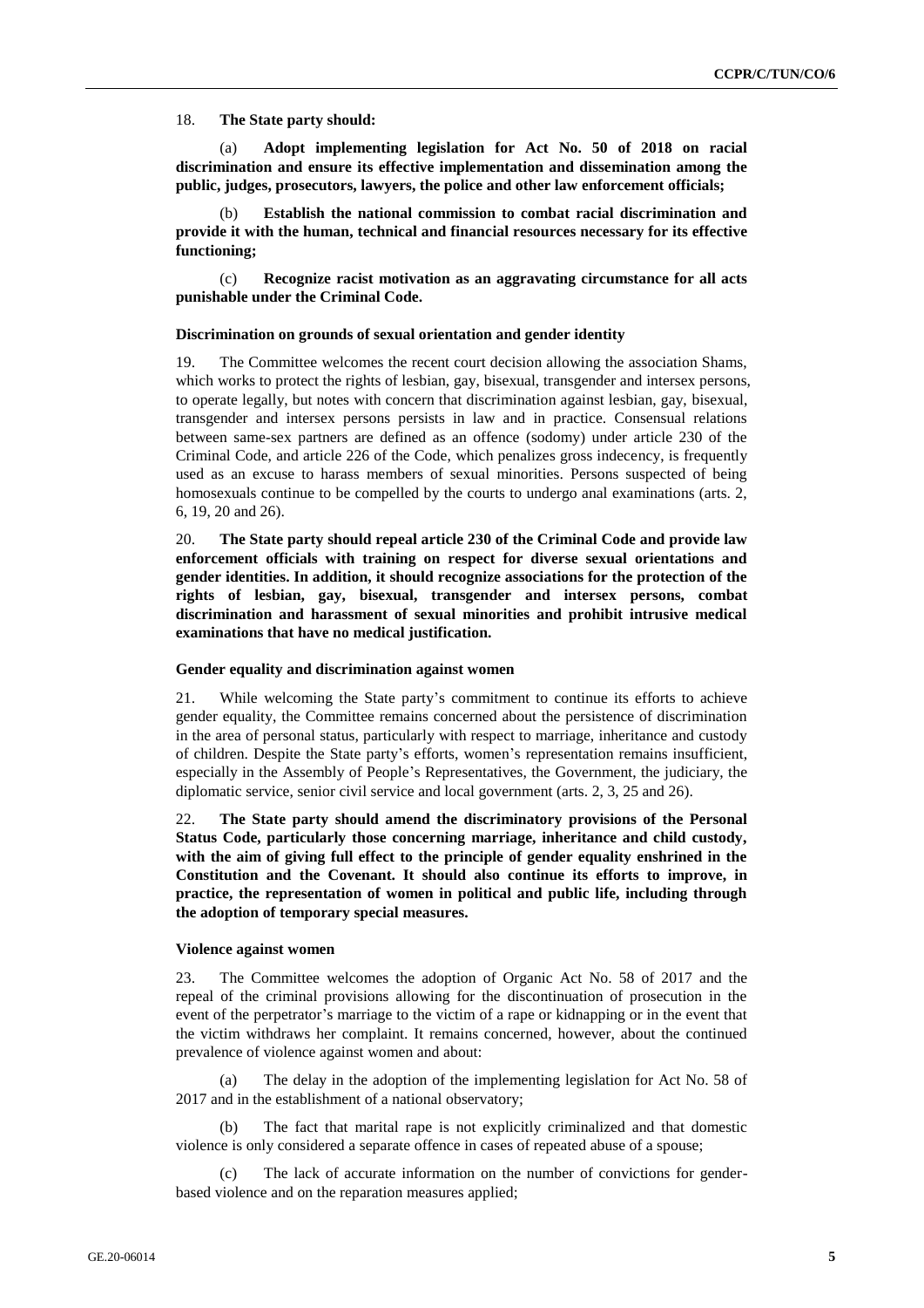18. **The State party should:**

(a) **Adopt implementing legislation for Act No. 50 of 2018 on racial discrimination and ensure its effective implementation and dissemination among the public, judges, prosecutors, lawyers, the police and other law enforcement officials;**

(b) **Establish the national commission to combat racial discrimination and provide it with the human, technical and financial resources necessary for its effective functioning;**

(c) **Recognize racist motivation as an aggravating circumstance for all acts punishable under the Criminal Code.**

### Discrimination on grounds of sexual orientation and gender identity

19. The Committee welcomes the recent court decision allowing the association Shams, which works to protect the rights of lesbian, gay, bisexual, transgender and intersex persons, to operate legally, but notes with concern that discrimination against lesbian, gay, bisexual, transgender and intersex persons persists in law and in practice. Consensual relations between same-sex partners are defined as an offence (sodomy) under article 230 of the Criminal Code, and article 226 of the Code, which penalizes gross indecency, is frequently used as an excuse to harass members of sexual minorities. Persons suspected of being homosexuals continue to be compelled by the courts to undergo anal examinations (arts. 2, 6, 19, 20 and 26).

20. **The State party should repeal article 230 of the Criminal Code and provide law enforcement officials with training on respect for diverse sexual orientations and gender identities. In addition, it should recognize associations for the protection of the rights of lesbian, gay, bisexual, transgender and intersex persons, combat discrimination and harassment of sexual minorities and prohibit intrusive medical examinations that have no medical justification.**

### Gender equality and discrimination against women

21. While welcoming the State party's commitment to continue its efforts to achieve gender equality, the Committee remains concerned about the persistence of discrimination in the area of personal status, particularly with respect to marriage, inheritance and custody of children. Despite the State party's efforts, women's representation remains insufficient, especially in the Assembly of People's Representatives, the Government, the judiciary, the diplomatic service, senior civil service and local government (arts. 2, 3, 25 and 26).

22. **The State party should amend the discriminatory provisions of the Personal Status Code, particularly those concerning marriage, inheritance and child custody, with the aim of giving full effect to the principle of gender equality enshrined in the Constitution and the Covenant. It should also continue its efforts to improve, in practice, the representation of women in political and public life, including through the adoption of temporary special measures.**

### Violence against women

23. The Committee welcomes the adoption of Organic Act No. 58 of 2017 and the repeal of the criminal provisions allowing for the discontinuation of prosecution in the event of the perpetrator's marriage to the victim of a rape or kidnapping or in the event that the victim withdraws her complaint. It remains concerned, however, about the continued prevalence of violence against women and about:

(a) The delay in the adoption of the implementing legislation for Act No. 58 of 2017 and in the establishment of a national observatory;

(b) The fact that marital rape is not explicitly criminalized and that domestic violence is only considered a separate offence in cases of repeated abuse of a spouse;

(c) The lack of accurate information on the number of convictions for gender-based violence and on the reparation measures applied;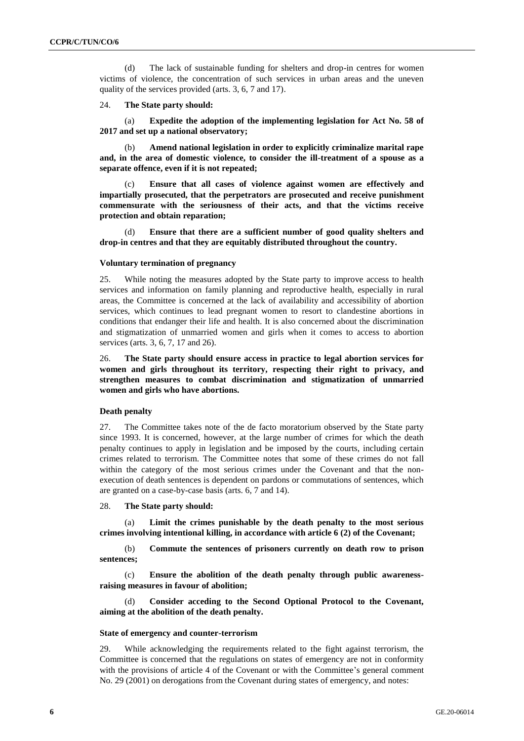(d) The lack of sustainable funding for shelters and drop-in centres for women victims of violence, the concentration of such services in urban areas and the uneven quality of the services provided (arts. 3, 6, 7 and 17).

24. **The State party should:**

(a) **Expedite the adoption of the implementing legislation for Act No. 58 of 2017 and set up a national observatory;**

(b) **Amend national legislation in order to explicitly criminalize marital rape and, in the area of domestic violence, to consider the ill-treatment of a spouse as a separate offence, even if it is not repeated;**

(c) **Ensure that all cases of violence against women are effectively and impartially prosecuted, that the perpetrators are prosecuted and receive punishment commensurate with the seriousness of their acts, and that the victims receive protection and obtain reparation;**

(d) **Ensure that there are a sufficient number of good quality shelters and drop-in centres and that they are equitably distributed throughout the country.**

### Voluntary termination of pregnancy

25. While noting the measures adopted by the State party to improve access to health services and information on family planning and reproductive health, especially in rural areas, the Committee is concerned at the lack of availability and accessibility of abortion services, which continues to lead pregnant women to resort to clandestine abortions in conditions that endanger their life and health. It is also concerned about the discrimination and stigmatization of unmarried women and girls when it comes to access to abortion services (arts. 3, 6, 7, 17 and 26).

26. **The State party should ensure access in practice to legal abortion services for women and girls throughout its territory, respecting their right to privacy, and strengthen measures to combat discrimination and stigmatization of unmarried women and girls who have abortions.**

### Death penalty

27. The Committee takes note of the de facto moratorium observed by the State party since 1993. It is concerned, however, at the large number of crimes for which the death penalty continues to apply in legislation and be imposed by the courts, including certain crimes related to terrorism. The Committee notes that some of these crimes do not fall within the category of the most serious crimes under the Covenant and that the non-execution of death sentences is dependent on pardons or commutations of sentences, which are granted on a case-by-case basis (arts. 6, 7 and 14).

28. **The State party should:**

(a) **Limit the crimes punishable by the death penalty to the most serious crimes involving intentional killing, in accordance with article 6 (2) of the Covenant;**

(b) **Commute the sentences of prisoners currently on death row to prison sentences;**

(c) **Ensure the abolition of the death penalty through public awareness-raising measures in favour of abolition;**

(d) **Consider acceding to the Second Optional Protocol to the Covenant, aiming at the abolition of the death penalty.**

### State of emergency and counter-terrorism

29. While acknowledging the requirements related to the fight against terrorism, the Committee is concerned that the regulations on states of emergency are not in conformity with the provisions of article 4 of the Covenant or with the Committee's general comment No. 29 (2001) on derogations from the Covenant during states of emergency, and notes: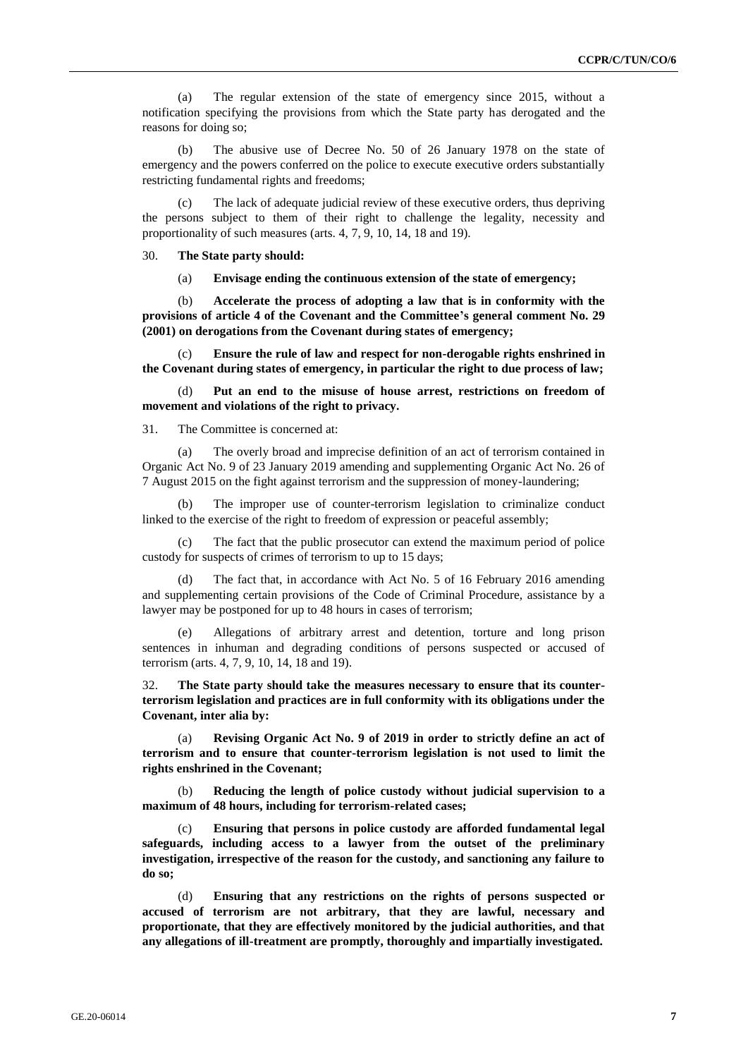(a) The regular extension of the state of emergency since 2015, without a notification specifying the provisions from which the State party has derogated and the reasons for doing so;

(b) The abusive use of Decree No. 50 of 26 January 1978 on the state of emergency and the powers conferred on the police to execute executive orders substantially restricting fundamental rights and freedoms;

(c) The lack of adequate judicial review of these executive orders, thus depriving the persons subject to them of their right to challenge the legality, necessity and proportionality of such measures (arts. 4, 7, 9, 10, 14, 18 and 19).

30. **The State party should:**

(a) **Envisage ending the continuous extension of the state of emergency;**

(b) **Accelerate the process of adopting a law that is in conformity with the provisions of article 4 of the Covenant and the Committee's general comment No. 29 (2001) on derogations from the Covenant during states of emergency;**

(c) **Ensure the rule of law and respect for non-derogable rights enshrined in the Covenant during states of emergency, in particular the right to due process of law;**

(d) **Put an end to the misuse of house arrest, restrictions on freedom of movement and violations of the right to privacy.**

31. The Committee is concerned at:

(a) The overly broad and imprecise definition of an act of terrorism contained in Organic Act No. 9 of 23 January 2019 amending and supplementing Organic Act No. 26 of 7 August 2015 on the fight against terrorism and the suppression of money-laundering;

(b) The improper use of counter-terrorism legislation to criminalize conduct linked to the exercise of the right to freedom of expression or peaceful assembly;

(c) The fact that the public prosecutor can extend the maximum period of police custody for suspects of crimes of terrorism to up to 15 days;

(d) The fact that, in accordance with Act No. 5 of 16 February 2016 amending and supplementing certain provisions of the Code of Criminal Procedure, assistance by a lawyer may be postponed for up to 48 hours in cases of terrorism;

(e) Allegations of arbitrary arrest and detention, torture and long prison sentences in inhuman and degrading conditions of persons suspected or accused of terrorism (arts. 4, 7, 9, 10, 14, 18 and 19).

32. **The State party should take the measures necessary to ensure that its counter-terrorism legislation and practices are in full conformity with its obligations under the Covenant, inter alia by:**

(a) **Revising Organic Act No. 9 of 2019 in order to strictly define an act of terrorism and to ensure that counter-terrorism legislation is not used to limit the rights enshrined in the Covenant;**

(b) **Reducing the length of police custody without judicial supervision to a maximum of 48 hours, including for terrorism-related cases;**

(c) **Ensuring that persons in police custody are afforded fundamental legal safeguards, including access to a lawyer from the outset of the preliminary investigation, irrespective of the reason for the custody, and sanctioning any failure to do so;**

(d) **Ensuring that any restrictions on the rights of persons suspected or accused of terrorism are not arbitrary, that they are lawful, necessary and proportionate, that they are effectively monitored by the judicial authorities, and that any allegations of ill-treatment are promptly, thoroughly and impartially investigated.**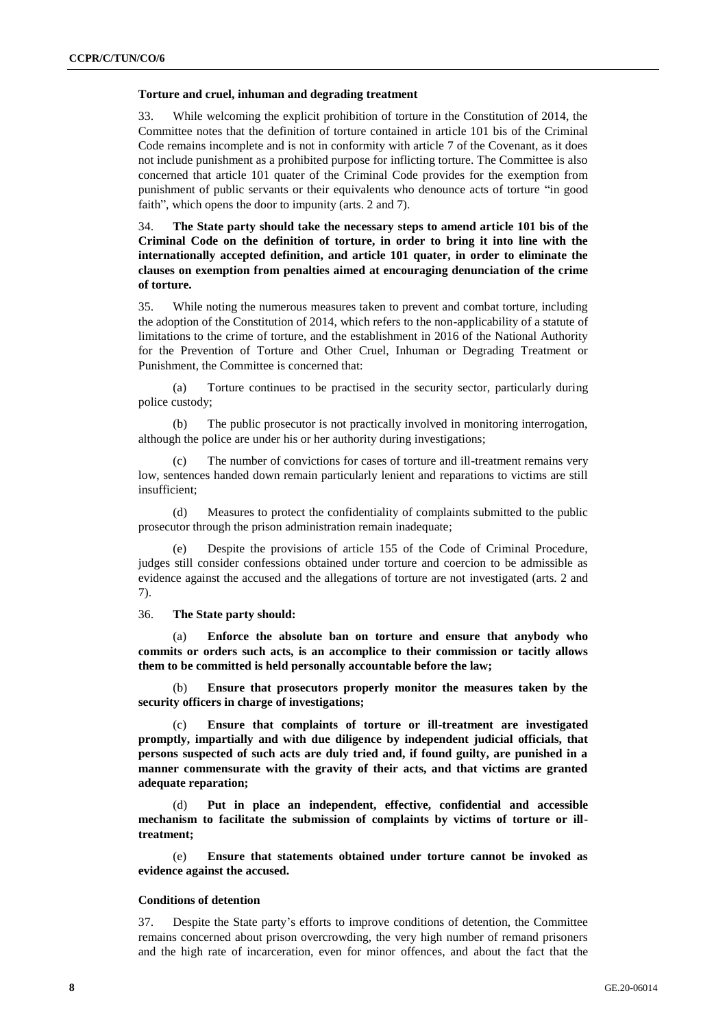**Torture and cruel, inhuman and degrading treatment**

33. While welcoming the explicit prohibition of torture in the Constitution of 2014, the Committee notes that the definition of torture contained in article 101 bis of the Criminal Code remains incomplete and is not in conformity with article 7 of the Covenant, as it does not include punishment as a prohibited purpose for inflicting torture. The Committee is also concerned that article 101 quater of the Criminal Code provides for the exemption from punishment of public servants or their equivalents who denounce acts of torture "in good faith", which opens the door to impunity (arts. 2 and 7).

34. **The State party should take the necessary steps to amend article 101 bis of the Criminal Code on the definition of torture, in order to bring it into line with the internationally accepted definition, and article 101 quater, in order to eliminate the clauses on exemption from penalties aimed at encouraging denunciation of the crime of torture.**

35. While noting the numerous measures taken to prevent and combat torture, including the adoption of the Constitution of 2014, which refers to the non-applicability of a statute of limitations to the crime of torture, and the establishment in 2016 of the National Authority for the Prevention of Torture and Other Cruel, Inhuman or Degrading Treatment or Punishment, the Committee is concerned that:

(a) Torture continues to be practised in the security sector, particularly during police custody;

(b) The public prosecutor is not practically involved in monitoring interrogation, although the police are under his or her authority during investigations;

(c) The number of convictions for cases of torture and ill-treatment remains very low, sentences handed down remain particularly lenient and reparations to victims are still insufficient;

(d) Measures to protect the confidentiality of complaints submitted to the public prosecutor through the prison administration remain inadequate;

(e) Despite the provisions of article 155 of the Code of Criminal Procedure, judges still consider confessions obtained under torture and coercion to be admissible as evidence against the accused and the allegations of torture are not investigated (arts. 2 and 7).

36. **The State party should:**

(a) **Enforce the absolute ban on torture and ensure that anybody who commits or orders such acts, is an accomplice to their commission or tacitly allows them to be committed is held personally accountable before the law;**

(b) **Ensure that prosecutors properly monitor the measures taken by the security officers in charge of investigations;**

(c) **Ensure that complaints of torture or ill-treatment are investigated promptly, impartially and with due diligence by independent judicial officials, that persons suspected of such acts are duly tried and, if found guilty, are punished in a manner commensurate with the gravity of their acts, and that victims are granted adequate reparation;**

(d) **Put in place an independent, effective, confidential and accessible mechanism to facilitate the submission of complaints by victims of torture or ill-treatment;**

(e) **Ensure that statements obtained under torture cannot be invoked as evidence against the accused.**

**Conditions of detention**

37. Despite the State party's efforts to improve conditions of detention, the Committee remains concerned about prison overcrowding, the very high number of remand prisoners and the high rate of incarceration, even for minor offences, and about the fact that the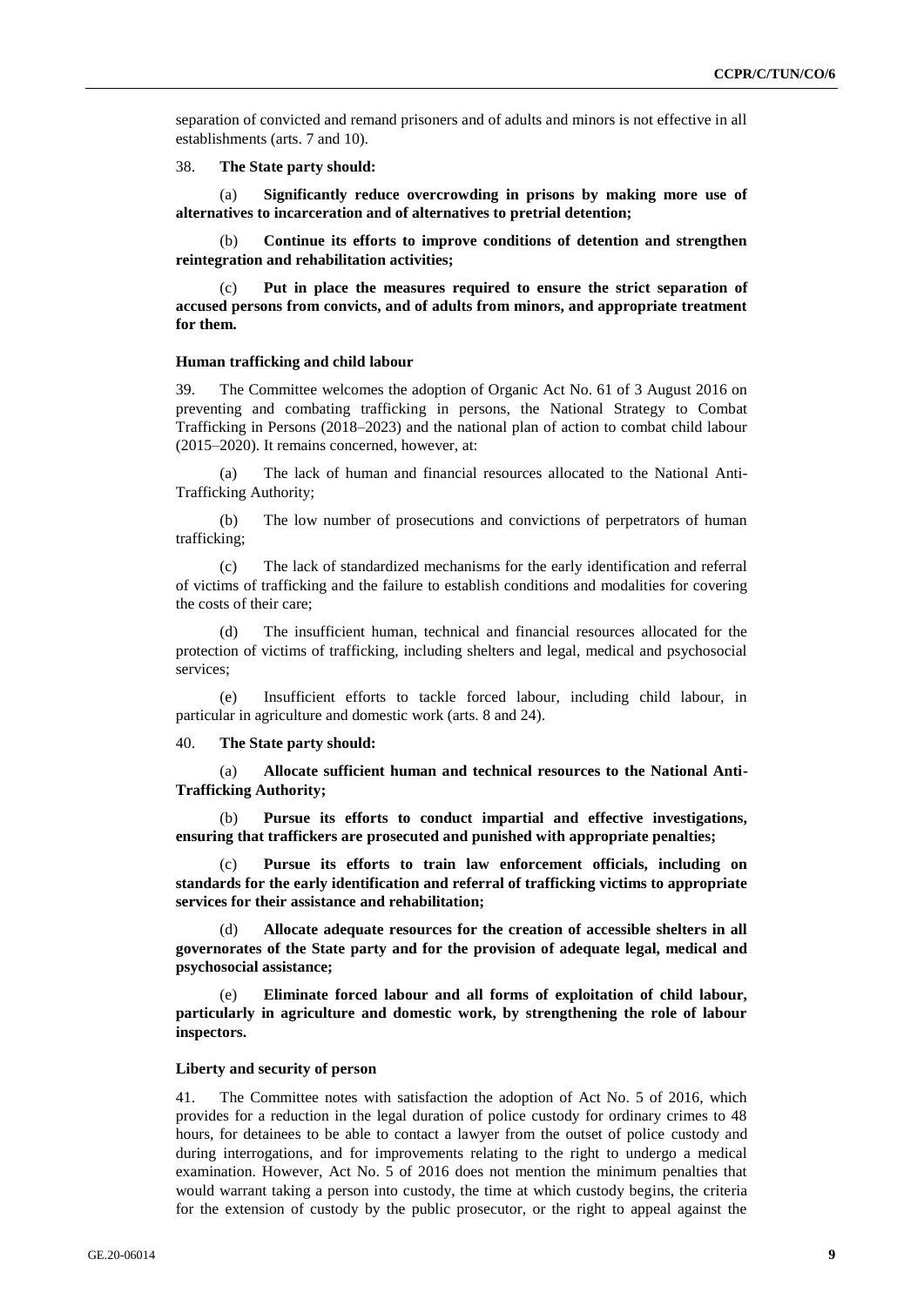separation of convicted and remand prisoners and of adults and minors is not effective in all establishments (arts. 7 and 10).

38. **The State party should:**

(a) **Significantly reduce overcrowding in prisons by making more use of alternatives to incarceration and of alternatives to pretrial detention;**

(b) **Continue its efforts to improve conditions of detention and strengthen reintegration and rehabilitation activities;**

(c) **Put in place the measures required to ensure the strict separation of accused persons from convicts, and of adults from minors, and appropriate treatment for them.**

### Human trafficking and child labour

39. The Committee welcomes the adoption of Organic Act No. 61 of 3 August 2016 on preventing and combating trafficking in persons, the National Strategy to Combat Trafficking in Persons (2018–2023) and the national plan of action to combat child labour (2015–2020). It remains concerned, however, at:

(a) The lack of human and financial resources allocated to the National Anti-Trafficking Authority;

(b) The low number of prosecutions and convictions of perpetrators of human trafficking;

(c) The lack of standardized mechanisms for the early identification and referral of victims of trafficking and the failure to establish conditions and modalities for covering the costs of their care;

(d) The insufficient human, technical and financial resources allocated for the protection of victims of trafficking, including shelters and legal, medical and psychosocial services;

(e) Insufficient efforts to tackle forced labour, including child labour, in particular in agriculture and domestic work (arts. 8 and 24).

40. **The State party should:**

(a) **Allocate sufficient human and technical resources to the National Anti-Trafficking Authority;**

(b) **Pursue its efforts to conduct impartial and effective investigations, ensuring that traffickers are prosecuted and punished with appropriate penalties;**

(c) **Pursue its efforts to train law enforcement officials, including on standards for the early identification and referral of trafficking victims to appropriate services for their assistance and rehabilitation;**

(d) **Allocate adequate resources for the creation of accessible shelters in all governorates of the State party and for the provision of adequate legal, medical and psychosocial assistance;**

(e) **Eliminate forced labour and all forms of exploitation of child labour, particularly in agriculture and domestic work, by strengthening the role of labour inspectors.**

### Liberty and security of person

41. The Committee notes with satisfaction the adoption of Act No. 5 of 2016, which provides for a reduction in the legal duration of police custody for ordinary crimes to 48 hours, for detainees to be able to contact a lawyer from the outset of police custody and during interrogations, and for improvements relating to the right to undergo a medical examination. However, Act No. 5 of 2016 does not mention the minimum penalties that would warrant taking a person into custody, the time at which custody begins, the criteria for the extension of custody by the public prosecutor, or the right to appeal against the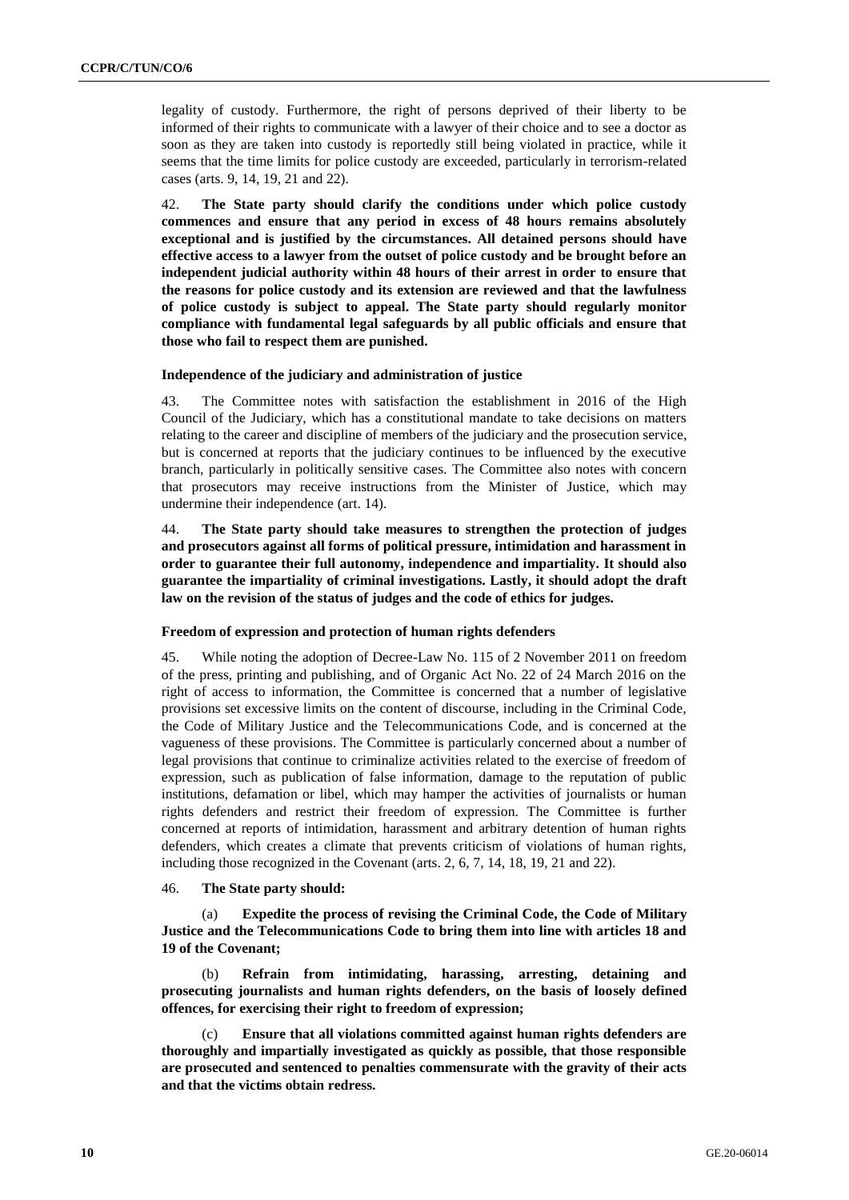legality of custody. Furthermore, the right of persons deprived of their liberty to be informed of their rights to communicate with a lawyer of their choice and to see a doctor as soon as they are taken into custody is reportedly still being violated in practice, while it seems that the time limits for police custody are exceeded, particularly in terrorism-related cases (arts. 9, 14, 19, 21 and 22).

42. **The State party should clarify the conditions under which police custody commences and ensure that any period in excess of 48 hours remains absolutely exceptional and is justified by the circumstances. All detained persons should have effective access to a lawyer from the outset of police custody and be brought before an independent judicial authority within 48 hours of their arrest in order to ensure that the reasons for police custody and its extension are reviewed and that the lawfulness of police custody is subject to appeal. The State party should regularly monitor compliance with fundamental legal safeguards by all public officials and ensure that those who fail to respect them are punished.**

### Independence of the judiciary and administration of justice

43. The Committee notes with satisfaction the establishment in 2016 of the High Council of the Judiciary, which has a constitutional mandate to take decisions on matters relating to the career and discipline of members of the judiciary and the prosecution service, but is concerned at reports that the judiciary continues to be influenced by the executive branch, particularly in politically sensitive cases. The Committee also notes with concern that prosecutors may receive instructions from the Minister of Justice, which may undermine their independence (art. 14).

44. **The State party should take measures to strengthen the protection of judges and prosecutors against all forms of political pressure, intimidation and harassment in order to guarantee their full autonomy, independence and impartiality. It should also guarantee the impartiality of criminal investigations. Lastly, it should adopt the draft law on the revision of the status of judges and the code of ethics for judges.**

### Freedom of expression and protection of human rights defenders

45. While noting the adoption of Decree-Law No. 115 of 2 November 2011 on freedom of the press, printing and publishing, and of Organic Act No. 22 of 24 March 2016 on the right of access to information, the Committee is concerned that a number of legislative provisions set excessive limits on the content of discourse, including in the Criminal Code, the Code of Military Justice and the Telecommunications Code, and is concerned at the vagueness of these provisions. The Committee is particularly concerned about a number of legal provisions that continue to criminalize activities related to the exercise of freedom of expression, such as publication of false information, damage to the reputation of public institutions, defamation or libel, which may hamper the activities of journalists or human rights defenders and restrict their freedom of expression. The Committee is further concerned at reports of intimidation, harassment and arbitrary detention of human rights defenders, which creates a climate that prevents criticism of violations of human rights, including those recognized in the Covenant (arts. 2, 6, 7, 14, 18, 19, 21 and 22).

46. **The State party should:**

(a) **Expedite the process of revising the Criminal Code, the Code of Military Justice and the Telecommunications Code to bring them into line with articles 18 and 19 of the Covenant;**

(b) **Refrain from intimidating, harassing, arresting, detaining and prosecuting journalists and human rights defenders, on the basis of loosely defined offences, for exercising their right to freedom of expression;**

(c) **Ensure that all violations committed against human rights defenders are thoroughly and impartially investigated as quickly as possible, that those responsible are prosecuted and sentenced to penalties commensurate with the gravity of their acts and that the victims obtain redress.**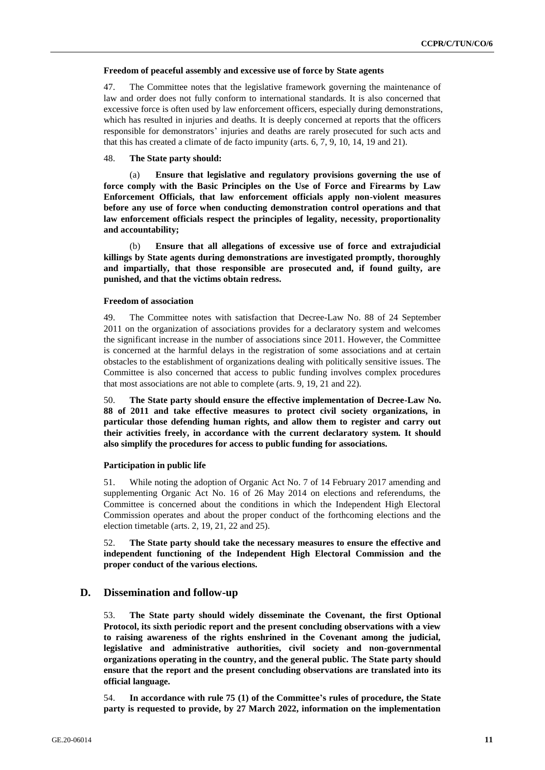#### Freedom of peaceful assembly and excessive use of force by State agents

47. The Committee notes that the legislative framework governing the maintenance of law and order does not fully conform to international standards. It is also concerned that excessive force is often used by law enforcement officers, especially during demonstrations, which has resulted in injuries and deaths. It is deeply concerned at reports that the officers responsible for demonstrators' injuries and deaths are rarely prosecuted for such acts and that this has created a climate of de facto impunity (arts. 6, 7, 9, 10, 14, 19 and 21).

48. **The State party should:**

(a) **Ensure that legislative and regulatory provisions governing the use of force comply with the Basic Principles on the Use of Force and Firearms by Law Enforcement Officials, that law enforcement officials apply non-violent measures before any use of force when conducting demonstration control operations and that law enforcement officials respect the principles of legality, necessity, proportionality and accountability;**

(b) **Ensure that all allegations of excessive use of force and extrajudicial killings by State agents during demonstrations are investigated promptly, thoroughly and impartially, that those responsible are prosecuted and, if found guilty, are punished, and that the victims obtain redress.**

#### Freedom of association

49. The Committee notes with satisfaction that Decree-Law No. 88 of 24 September 2011 on the organization of associations provides for a declaratory system and welcomes the significant increase in the number of associations since 2011. However, the Committee is concerned at the harmful delays in the registration of some associations and at certain obstacles to the establishment of organizations dealing with politically sensitive issues. The Committee is also concerned that access to public funding involves complex procedures that most associations are not able to complete (arts. 9, 19, 21 and 22).

50. **The State party should ensure the effective implementation of Decree-Law No. 88 of 2011 and take effective measures to protect civil society organizations, in particular those defending human rights, and allow them to register and carry out their activities freely, in accordance with the current declaratory system. It should also simplify the procedures for access to public funding for associations.**

#### Participation in public life

51. While noting the adoption of Organic Act No. 7 of 14 February 2017 amending and supplementing Organic Act No. 16 of 26 May 2014 on elections and referendums, the Committee is concerned about the conditions in which the Independent High Electoral Commission operates and about the proper conduct of the forthcoming elections and the election timetable (arts. 2, 19, 21, 22 and 25).

52. **The State party should take the necessary measures to ensure the effective and independent functioning of the Independent High Electoral Commission and the proper conduct of the various elections.**

## D. Dissemination and follow-up

53. **The State party should widely disseminate the Covenant, the first Optional Protocol, its sixth periodic report and the present concluding observations with a view to raising awareness of the rights enshrined in the Covenant among the judicial, legislative and administrative authorities, civil society and non-governmental organizations operating in the country, and the general public. The State party should ensure that the report and the present concluding observations are translated into its official language.**

54. **In accordance with rule 75 (1) of the Committee's rules of procedure, the State party is requested to provide, by 27 March 2022, information on the implementation**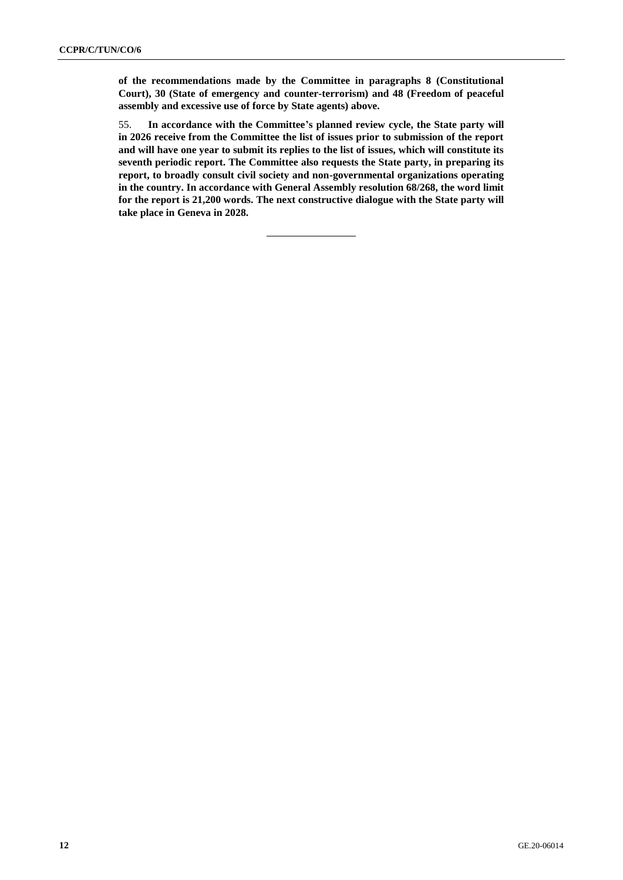**of the recommendations made by the Committee in paragraphs 8 (Constitutional Court), 30 (State of emergency and counter-terrorism) and 48 (Freedom of peaceful assembly and excessive use of force by State agents) above.**

55. **In accordance with the Committee's planned review cycle, the State party will in 2026 receive from the Committee the list of issues prior to submission of the report and will have one year to submit its replies to the list of issues, which will constitute its seventh periodic report. The Committee also requests the State party, in preparing its report, to broadly consult civil society and non-governmental organizations operating in the country. In accordance with General Assembly resolution 68/268, the word limit for the report is 21,200 words. The next constructive dialogue with the State party will take place in Geneva in 2028.**